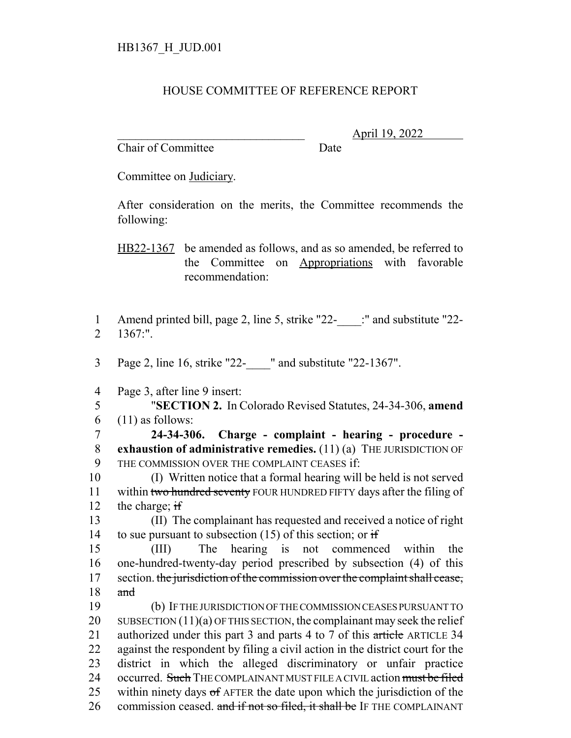HB1367_H_JUD.001

# HOUSE COMMITTEE OF REFERENCE REPORT

_________________________________ April 19, 2022
Chair of Committee Date

Committee on Judiciary.

After consideration on the merits, the Committee recommends the following:

HB22-1367 be amended as follows, and as so amended, be referred to the Committee on Appropriations with favorable recommendation:

1 Amend printed bill, page 2, line 5, strike "22-____:" and substitute "22-
2 1367:".

3 Page 2, line 16, strike "22-____" and substitute "22-1367".

4 Page 3, after line 9 insert:
5 "**SECTION 2.** In Colorado Revised Statutes, 24-34-306, **amend**
6 (11) as follows:
7 **24-34-306. Charge - complaint - hearing - procedure -**
8 **exhaustion of administrative remedies.** (11) (a) THE JURISDICTION OF
9 THE COMMISSION OVER THE COMPLAINT CEASES if:
10 (I) Written notice that a formal hearing will be held is not served
11 within ~~two hundred seventy~~ FOUR HUNDRED FIFTY days after the filing of
12 the charge; ~~if~~
13 (II) The complainant has requested and received a notice of right
14 to sue pursuant to subsection (15) of this section; or ~~if~~
15 (III) The hearing is not commenced within the
16 one-hundred-twenty-day period prescribed by subsection (4) of this
17 section. ~~the jurisdiction of the commission over the complaint shall cease,~~
18 ~~and~~
19 (b) IF THE JURISDICTION OF THE COMMISSION CEASES PURSUANT TO
20 SUBSECTION (11)(a) OF THIS SECTION, the complainant may seek the relief
21 authorized under this part 3 and parts 4 to 7 of this ~~article~~ ARTICLE 34
22 against the respondent by filing a civil action in the district court for the
23 district in which the alleged discriminatory or unfair practice
24 occurred. ~~Such~~ THE COMPLAINANT MUST FILE A CIVIL action ~~must be filed~~
25 within ninety days ~~of~~ AFTER the date upon which the jurisdiction of the
26 commission ceased. ~~and if not so filed, it shall be~~ IF THE COMPLAINANT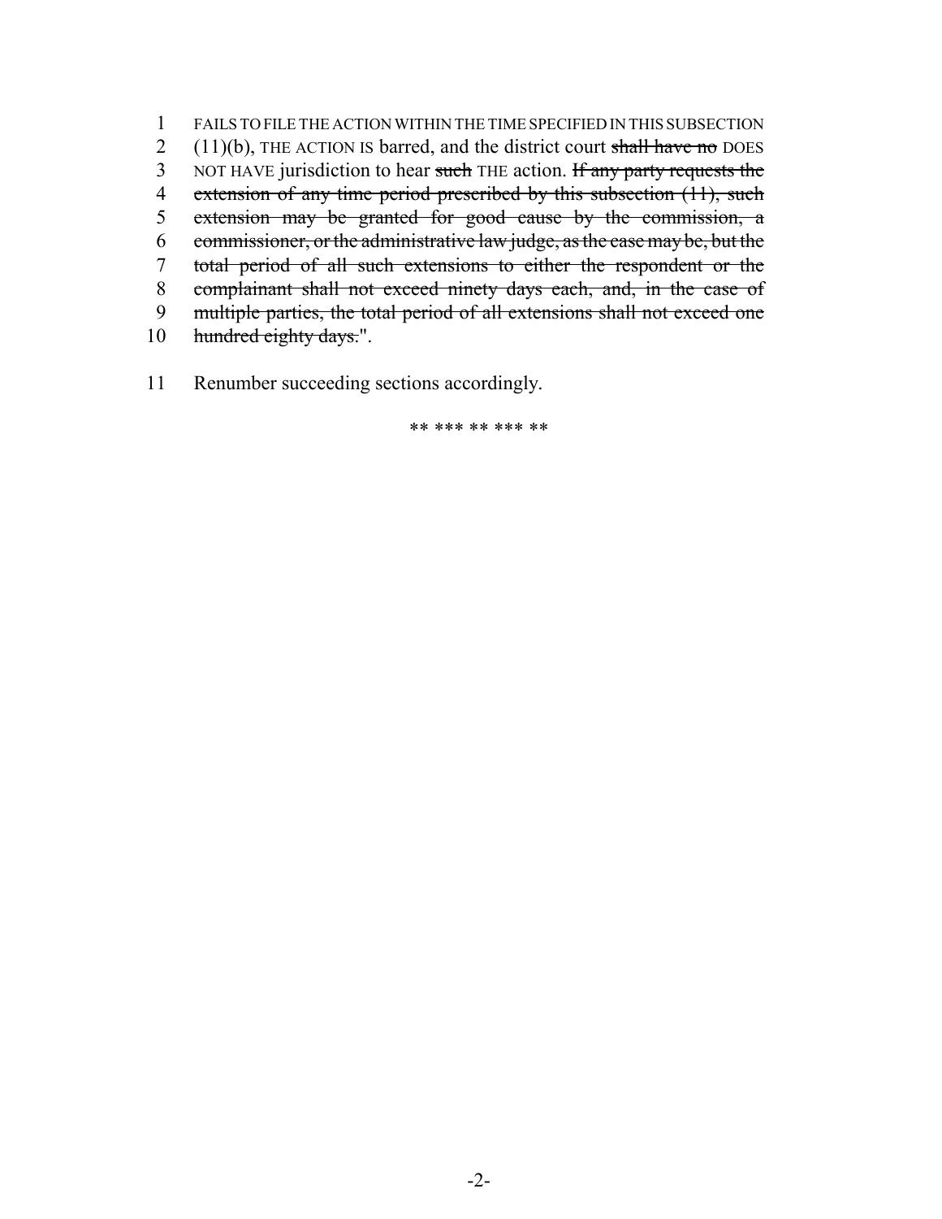FAILS TO FILE THE ACTION WITHIN THE TIME SPECIFIED IN THIS SUBSECTION (11)(b), THE ACTION IS barred, and the district court ~~shall have no~~ DOES NOT HAVE jurisdiction to hear ~~such~~ THE action. ~~If any party requests the extension of any time period prescribed by this subsection (11), such extension may be granted for good cause by the commission, a commissioner, or the administrative law judge, as the case may be, but the total period of all such extensions to either the respondent or the complainant shall not exceed ninety days each, and, in the case of multiple parties, the total period of all extensions shall not exceed one hundred eighty days.~~".

Renumber succeeding sections accordingly.

** *** ** *** **